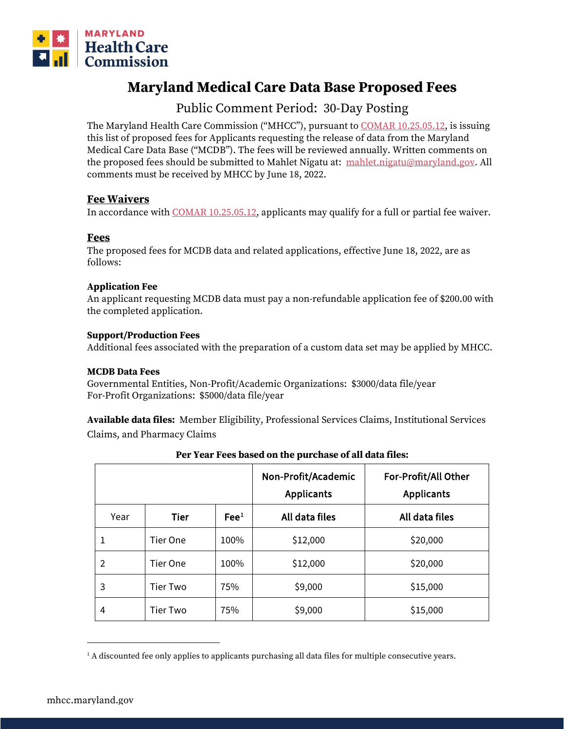MARYLAND Health Care Commission

# Maryland Medical Care Data Base Proposed Fees

## Public Comment Period: 30-Day Posting

The Maryland Health Care Commission ("MHCC"), pursuant to COMAR 10.25.05.12, is issuing this list of proposed fees for Applicants requesting the release of data from the Maryland Medical Care Data Base ("MCDB"). The fees will be reviewed annually. Written comments on the proposed fees should be submitted to Mahlet Nigatu at: mahlet.nigatu@maryland.gov. All comments must be received by MHCC by June 18, 2022.

### Fee Waivers

In accordance with COMAR 10.25.05.12, applicants may qualify for a full or partial fee waiver.

### Fees

The proposed fees for MCDB data and related applications, effective June 18, 2022, are as follows:

**Application Fee**

An applicant requesting MCDB data must pay a non-refundable application fee of $200.00 with the completed application.

**Support/Production Fees**

Additional fees associated with the preparation of a custom data set may be applied by MHCC.

**MCDB Data Fees**

Governmental Entities, Non-Profit/Academic Organizations: $3000/data file/year
For-Profit Organizations: $5000/data file/year

**Available data files:** Member Eligibility, Professional Services Claims, Institutional Services Claims, and Pharmacy Claims

**Per Year Fees based on the purchase of all data files:**

| | | | Non-Profit/Academic Applicants | For-Profit/All Other Applicants |
|---|---|---|---|---|
| Year | Tier | Fee[1] | All data files | All data files |
| 1 | Tier One | 100% | $12,000 | $20,000 |
| 2 | Tier One | 100% | $12,000 | $20,000 |
| 3 | Tier Two | 75% | $9,000 | $15,000 |
| 4 | Tier Two | 75% | $9,000 | $15,000 |

[1] A discounted fee only applies to applicants purchasing all data files for multiple consecutive years.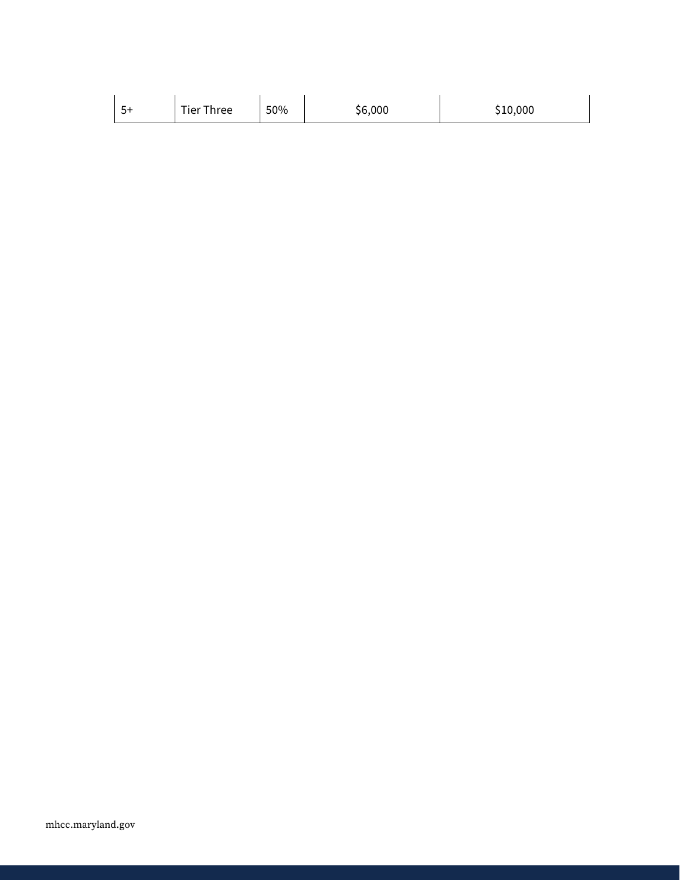| | | | | |
|---|---|---|---|---|
| 5+ | Tier Three | 50% | $6,000 | $10,000 |